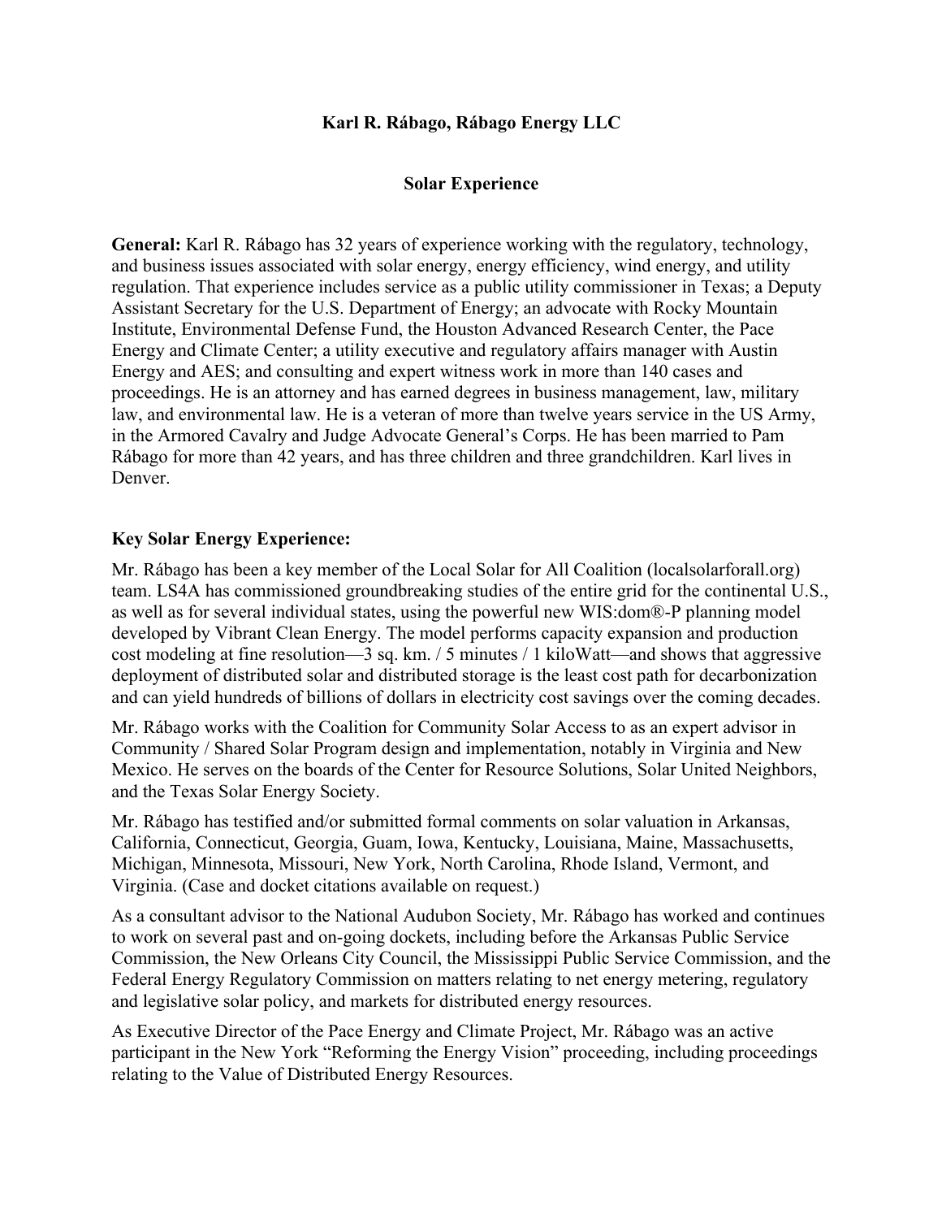**Karl R. Rábago, Rábago Energy LLC**

**Solar Experience**

**General:** Karl R. Rábago has 32 years of experience working with the regulatory, technology, and business issues associated with solar energy, energy efficiency, wind energy, and utility regulation. That experience includes service as a public utility commissioner in Texas; a Deputy Assistant Secretary for the U.S. Department of Energy; an advocate with Rocky Mountain Institute, Environmental Defense Fund, the Houston Advanced Research Center, the Pace Energy and Climate Center; a utility executive and regulatory affairs manager with Austin Energy and AES; and consulting and expert witness work in more than 140 cases and proceedings. He is an attorney and has earned degrees in business management, law, military law, and environmental law. He is a veteran of more than twelve years service in the US Army, in the Armored Cavalry and Judge Advocate General's Corps. He has been married to Pam Rábago for more than 42 years, and has three children and three grandchildren. Karl lives in Denver.

**Key Solar Energy Experience:**

Mr. Rábago has been a key member of the Local Solar for All Coalition (localsolarforall.org) team. LS4A has commissioned groundbreaking studies of the entire grid for the continental U.S., as well as for several individual states, using the powerful new WIS:dom®-P planning model developed by Vibrant Clean Energy. The model performs capacity expansion and production cost modeling at fine resolution—3 sq. km. / 5 minutes / 1 kiloWatt—and shows that aggressive deployment of distributed solar and distributed storage is the least cost path for decarbonization and can yield hundreds of billions of dollars in electricity cost savings over the coming decades.

Mr. Rábago works with the Coalition for Community Solar Access to as an expert advisor in Community / Shared Solar Program design and implementation, notably in Virginia and New Mexico. He serves on the boards of the Center for Resource Solutions, Solar United Neighbors, and the Texas Solar Energy Society.

Mr. Rábago has testified and/or submitted formal comments on solar valuation in Arkansas, California, Connecticut, Georgia, Guam, Iowa, Kentucky, Louisiana, Maine, Massachusetts, Michigan, Minnesota, Missouri, New York, North Carolina, Rhode Island, Vermont, and Virginia. (Case and docket citations available on request.)

As a consultant advisor to the National Audubon Society, Mr. Rábago has worked and continues to work on several past and on-going dockets, including before the Arkansas Public Service Commission, the New Orleans City Council, the Mississippi Public Service Commission, and the Federal Energy Regulatory Commission on matters relating to net energy metering, regulatory and legislative solar policy, and markets for distributed energy resources.

As Executive Director of the Pace Energy and Climate Project, Mr. Rábago was an active participant in the New York "Reforming the Energy Vision" proceeding, including proceedings relating to the Value of Distributed Energy Resources.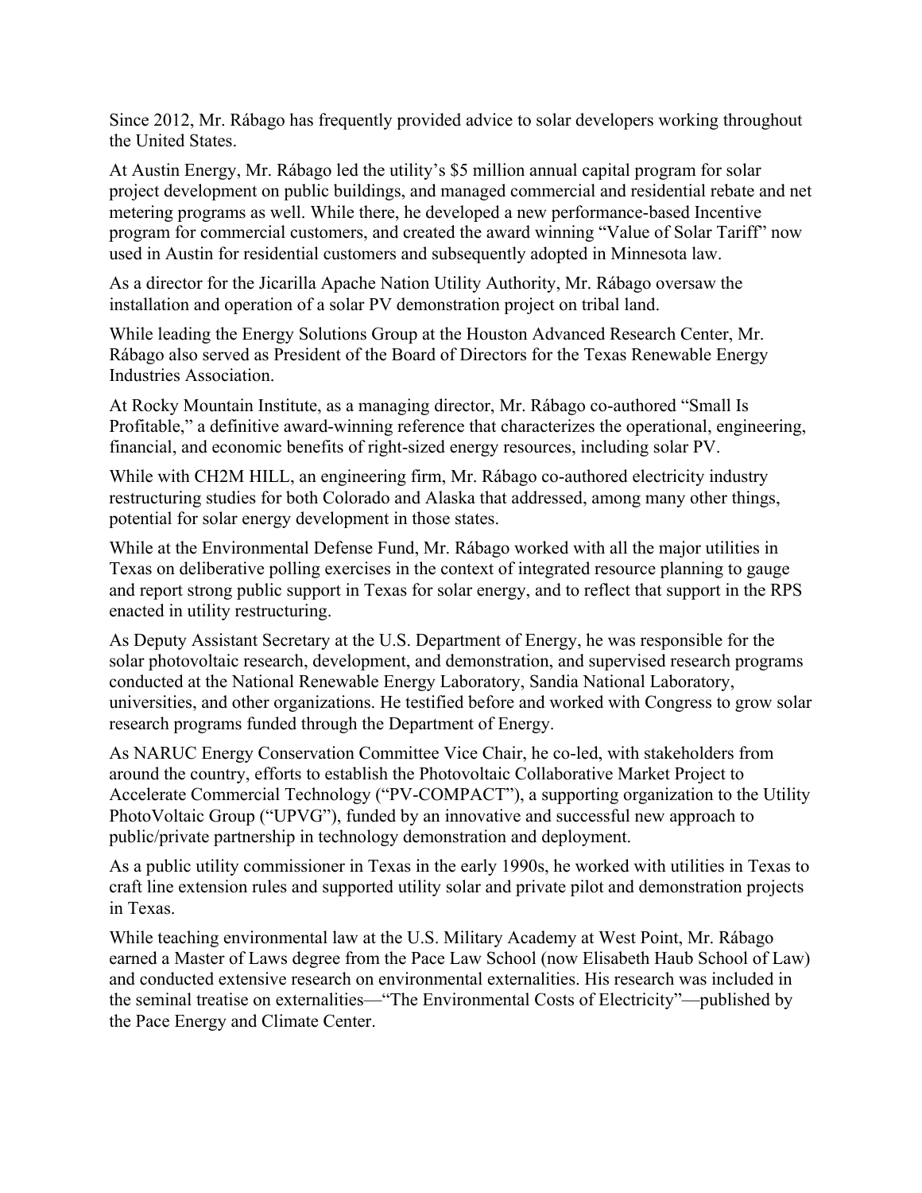Since 2012, Mr. Rábago has frequently provided advice to solar developers working throughout the United States.

At Austin Energy, Mr. Rábago led the utility's $5 million annual capital program for solar project development on public buildings, and managed commercial and residential rebate and net metering programs as well. While there, he developed a new performance-based Incentive program for commercial customers, and created the award winning "Value of Solar Tariff" now used in Austin for residential customers and subsequently adopted in Minnesota law.

As a director for the Jicarilla Apache Nation Utility Authority, Mr. Rábago oversaw the installation and operation of a solar PV demonstration project on tribal land.

While leading the Energy Solutions Group at the Houston Advanced Research Center, Mr. Rábago also served as President of the Board of Directors for the Texas Renewable Energy Industries Association.

At Rocky Mountain Institute, as a managing director, Mr. Rábago co-authored "Small Is Profitable," a definitive award-winning reference that characterizes the operational, engineering, financial, and economic benefits of right-sized energy resources, including solar PV.

While with CH2M HILL, an engineering firm, Mr. Rábago co-authored electricity industry restructuring studies for both Colorado and Alaska that addressed, among many other things, potential for solar energy development in those states.

While at the Environmental Defense Fund, Mr. Rábago worked with all the major utilities in Texas on deliberative polling exercises in the context of integrated resource planning to gauge and report strong public support in Texas for solar energy, and to reflect that support in the RPS enacted in utility restructuring.

As Deputy Assistant Secretary at the U.S. Department of Energy, he was responsible for the solar photovoltaic research, development, and demonstration, and supervised research programs conducted at the National Renewable Energy Laboratory, Sandia National Laboratory, universities, and other organizations. He testified before and worked with Congress to grow solar research programs funded through the Department of Energy.

As NARUC Energy Conservation Committee Vice Chair, he co-led, with stakeholders from around the country, efforts to establish the Photovoltaic Collaborative Market Project to Accelerate Commercial Technology ("PV-COMPACT"), a supporting organization to the Utility PhotoVoltaic Group ("UPVG"), funded by an innovative and successful new approach to public/private partnership in technology demonstration and deployment.

As a public utility commissioner in Texas in the early 1990s, he worked with utilities in Texas to craft line extension rules and supported utility solar and private pilot and demonstration projects in Texas.

While teaching environmental law at the U.S. Military Academy at West Point, Mr. Rábago earned a Master of Laws degree from the Pace Law School (now Elisabeth Haub School of Law) and conducted extensive research on environmental externalities. His research was included in the seminal treatise on externalities—"The Environmental Costs of Electricity"—published by the Pace Energy and Climate Center.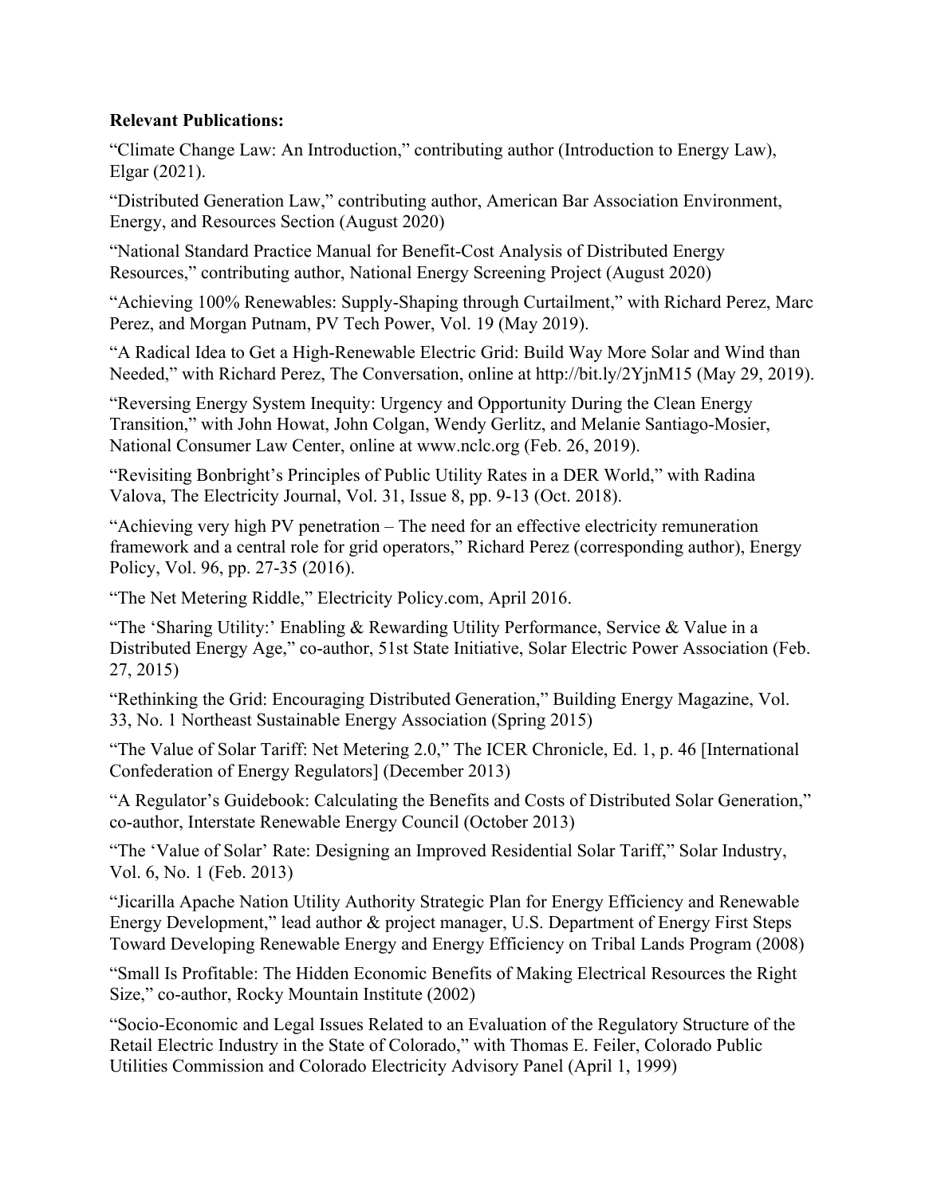**Relevant Publications:**

“Climate Change Law: An Introduction,” contributing author (Introduction to Energy Law), Elgar (2021).

“Distributed Generation Law,” contributing author, American Bar Association Environment, Energy, and Resources Section (August 2020)

“National Standard Practice Manual for Benefit-Cost Analysis of Distributed Energy Resources,” contributing author, National Energy Screening Project (August 2020)

“Achieving 100% Renewables: Supply-Shaping through Curtailment,” with Richard Perez, Marc Perez, and Morgan Putnam, PV Tech Power, Vol. 19 (May 2019).

“A Radical Idea to Get a High-Renewable Electric Grid: Build Way More Solar and Wind than Needed,” with Richard Perez, The Conversation, online at http://bit.ly/2YjnM15 (May 29, 2019).

“Reversing Energy System Inequity: Urgency and Opportunity During the Clean Energy Transition,” with John Howat, John Colgan, Wendy Gerlitz, and Melanie Santiago-Mosier, National Consumer Law Center, online at www.nclc.org (Feb. 26, 2019).

“Revisiting Bonbright’s Principles of Public Utility Rates in a DER World,” with Radina Valova, The Electricity Journal, Vol. 31, Issue 8, pp. 9-13 (Oct. 2018).

“Achieving very high PV penetration – The need for an effective electricity remuneration framework and a central role for grid operators,” Richard Perez (corresponding author), Energy Policy, Vol. 96, pp. 27-35 (2016).

“The Net Metering Riddle,” Electricity Policy.com, April 2016.

“The ‘Sharing Utility:’ Enabling & Rewarding Utility Performance, Service & Value in a Distributed Energy Age,” co-author, 51st State Initiative, Solar Electric Power Association (Feb. 27, 2015)

“Rethinking the Grid: Encouraging Distributed Generation,” Building Energy Magazine, Vol. 33, No. 1 Northeast Sustainable Energy Association (Spring 2015)

“The Value of Solar Tariff: Net Metering 2.0,” The ICER Chronicle, Ed. 1, p. 46 [International Confederation of Energy Regulators] (December 2013)

“A Regulator’s Guidebook: Calculating the Benefits and Costs of Distributed Solar Generation,” co-author, Interstate Renewable Energy Council (October 2013)

“The ‘Value of Solar’ Rate: Designing an Improved Residential Solar Tariff,” Solar Industry, Vol. 6, No. 1 (Feb. 2013)

“Jicarilla Apache Nation Utility Authority Strategic Plan for Energy Efficiency and Renewable Energy Development,” lead author & project manager, U.S. Department of Energy First Steps Toward Developing Renewable Energy and Energy Efficiency on Tribal Lands Program (2008)

“Small Is Profitable: The Hidden Economic Benefits of Making Electrical Resources the Right Size,” co-author, Rocky Mountain Institute (2002)

“Socio-Economic and Legal Issues Related to an Evaluation of the Regulatory Structure of the Retail Electric Industry in the State of Colorado,” with Thomas E. Feiler, Colorado Public Utilities Commission and Colorado Electricity Advisory Panel (April 1, 1999)